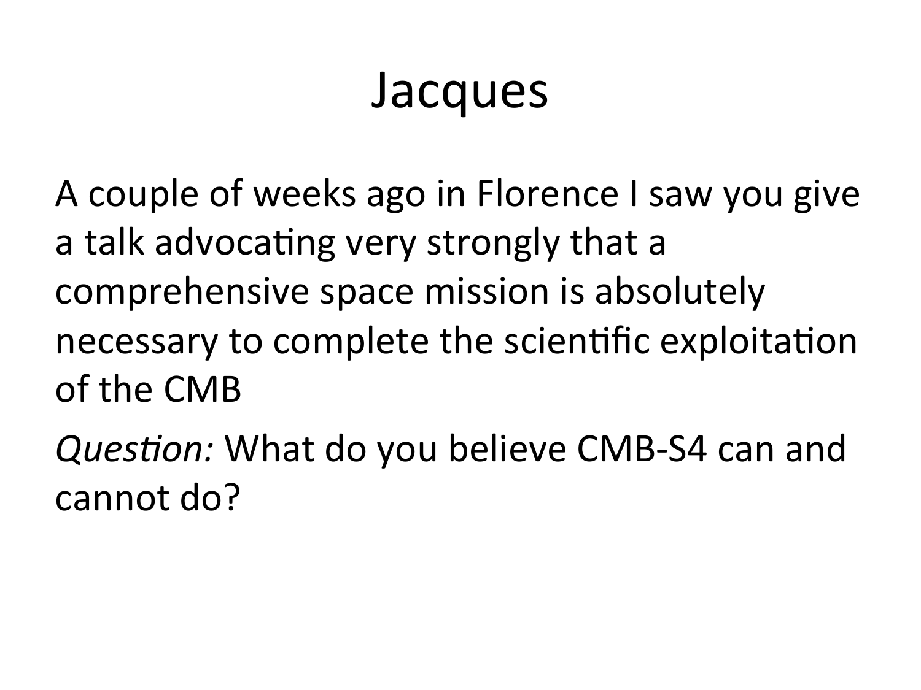# Jacques

A couple of weeks ago in Florence I saw you give a talk advocating very strongly that a comprehensive space mission is absolutely necessary to complete the scientific exploitation of the CMB

*Question:* What do you believe CMB-S4 can and cannot do?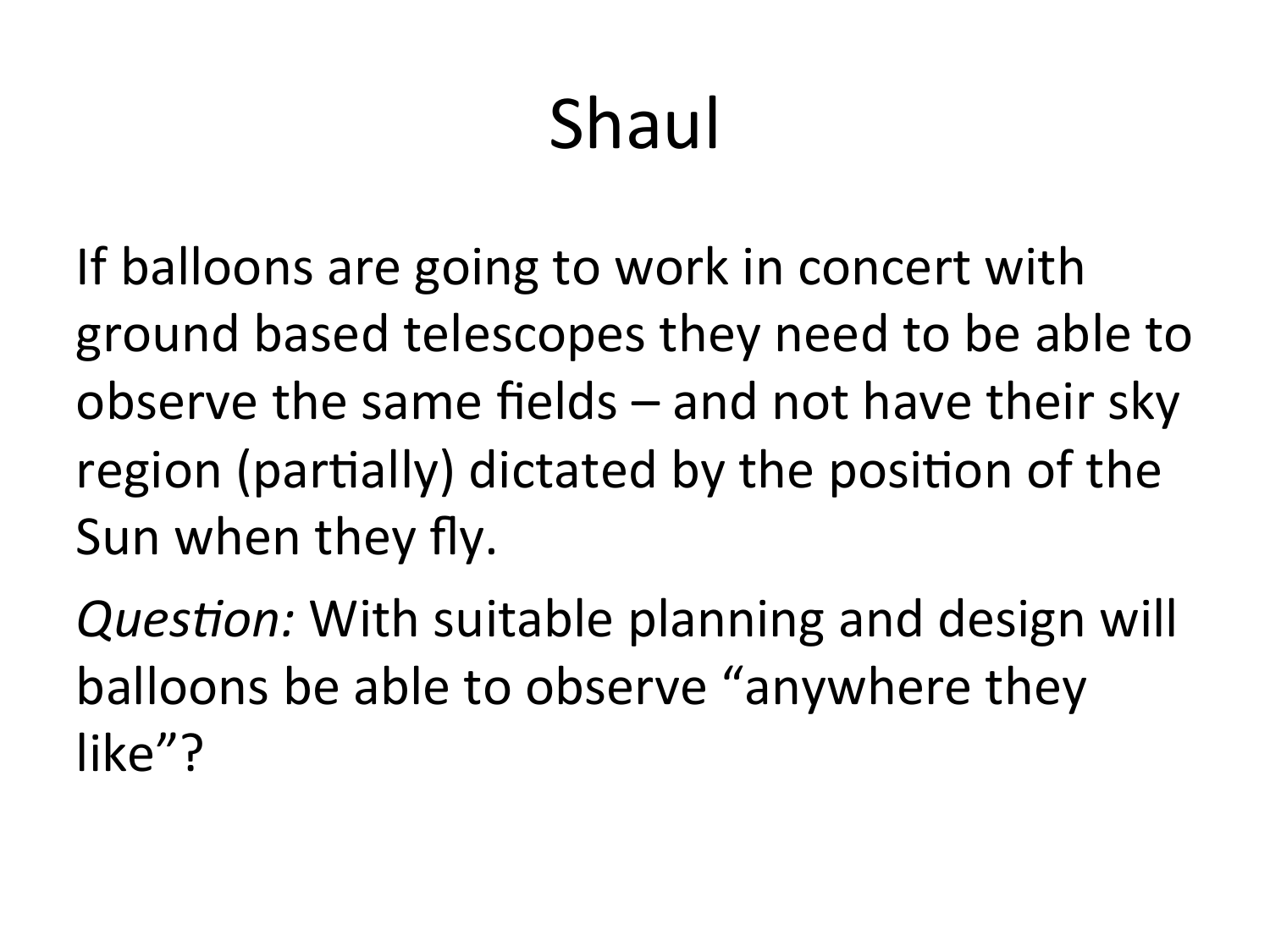# Shaul

If balloons are going to work in concert with ground based telescopes they need to be able to observe the same fields – and not have their sky region (partially) dictated by the position of the Sun when they fly.

*Question:* With suitable planning and design will balloons be able to observe "anywhere they like"?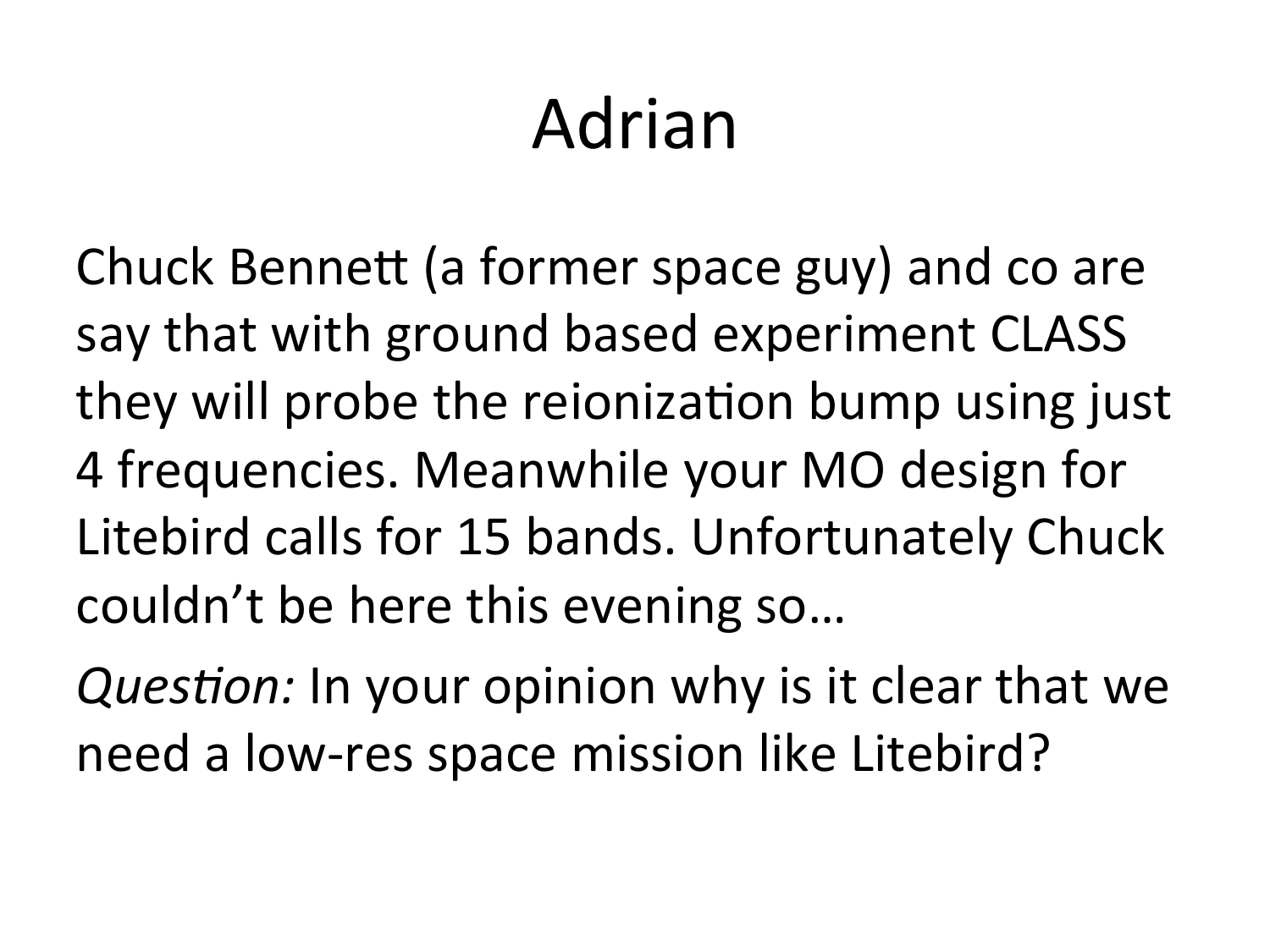# Adrian

Chuck Bennett (a former space guy) and co are say that with ground based experiment CLASS they will probe the reionization bump using just 4 frequencies. Meanwhile your MO design for Litebird calls for 15 bands. Unfortunately Chuck couldn't be here this evening so…

*Question:* In your opinion why is it clear that we need a low-res space mission like Litebird?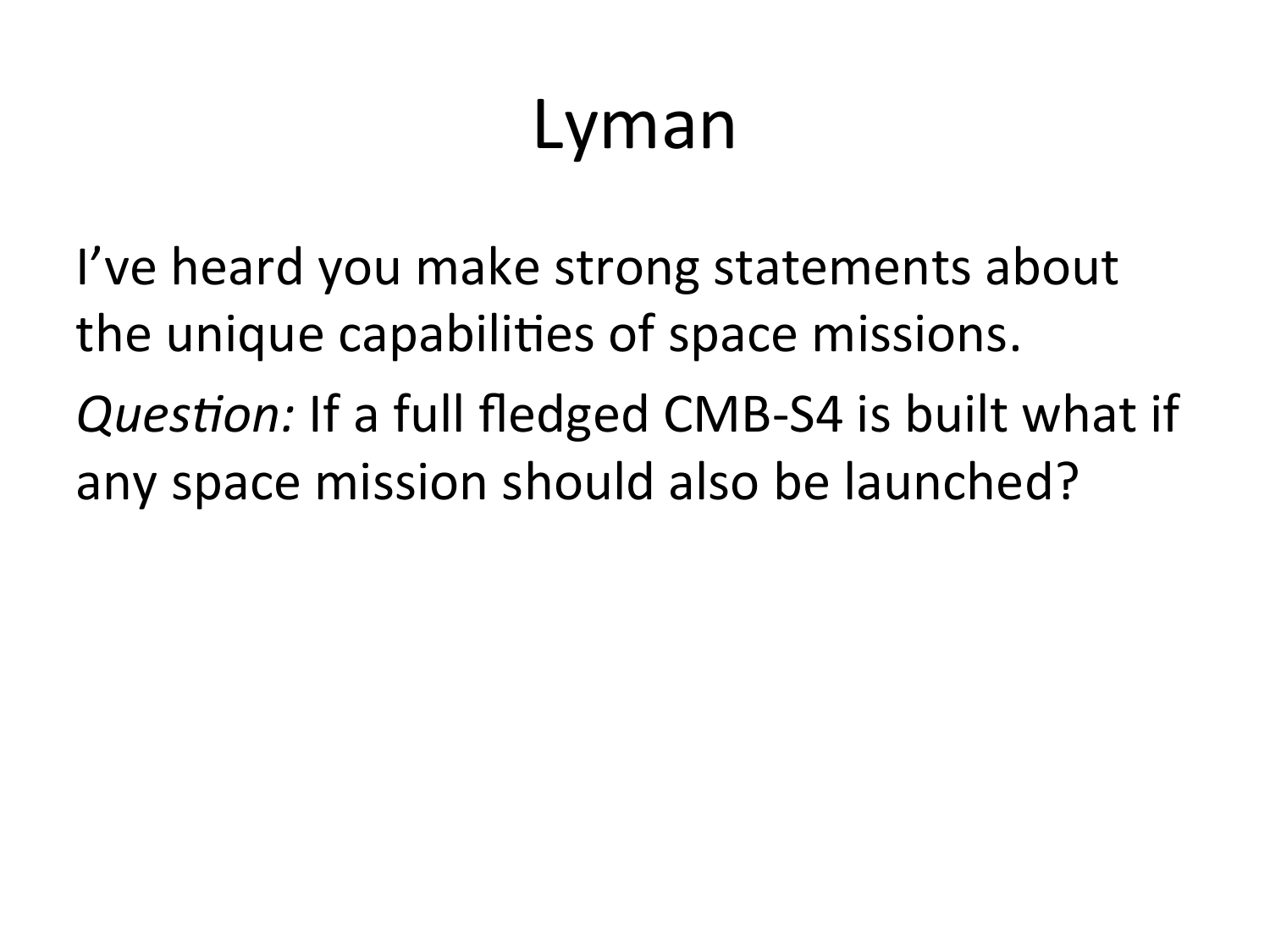# Lyman

I’ve heard you make strong statements about the unique capabilities of space missions.

*Question:* If a full fledged CMB-S4 is built what if any space mission should also be launched?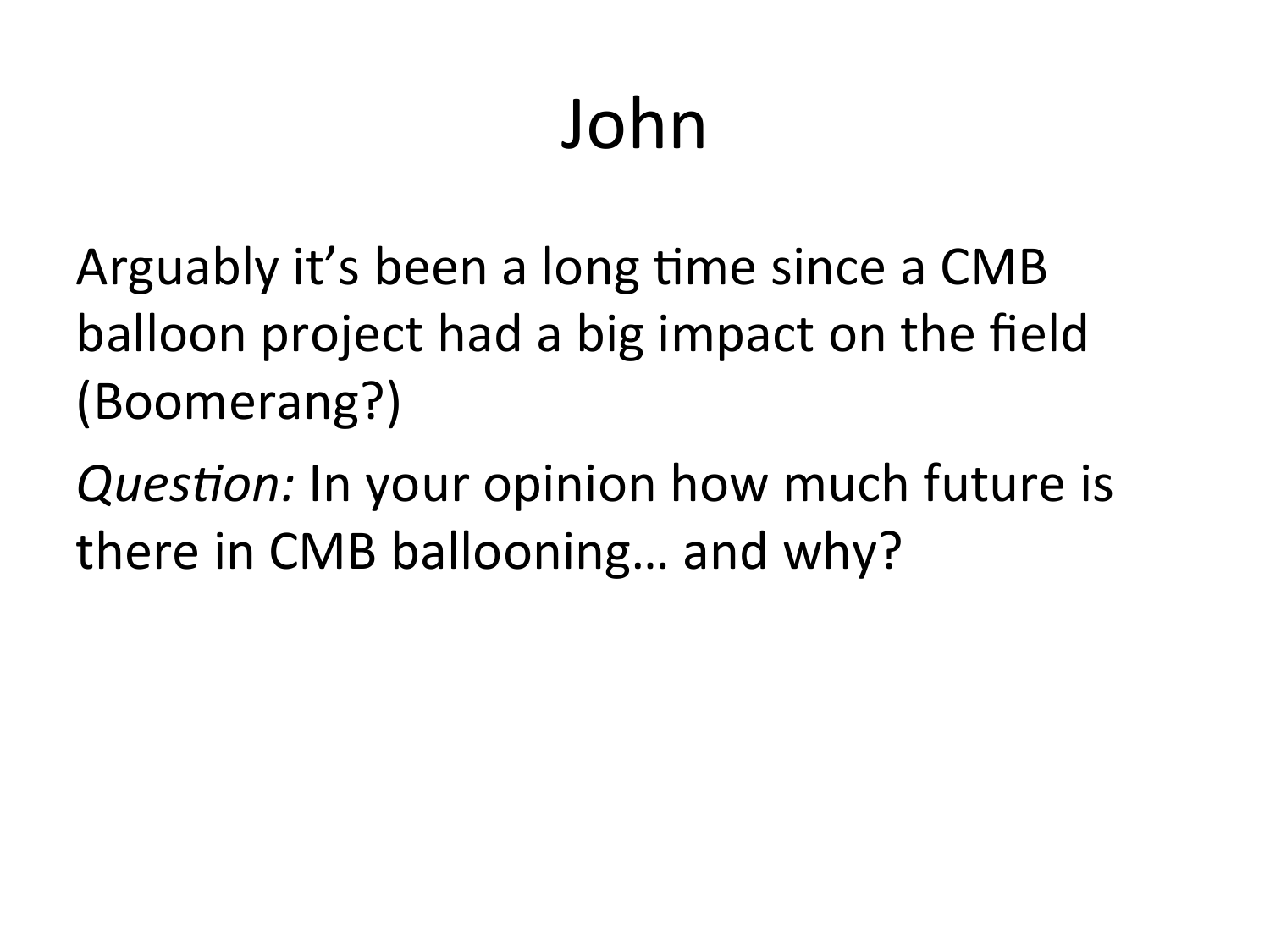# John

Arguably it's been a long time since a CMB balloon project had a big impact on the field (Boomerang?)

*Question:* In your opinion how much future is there in CMB ballooning… and why?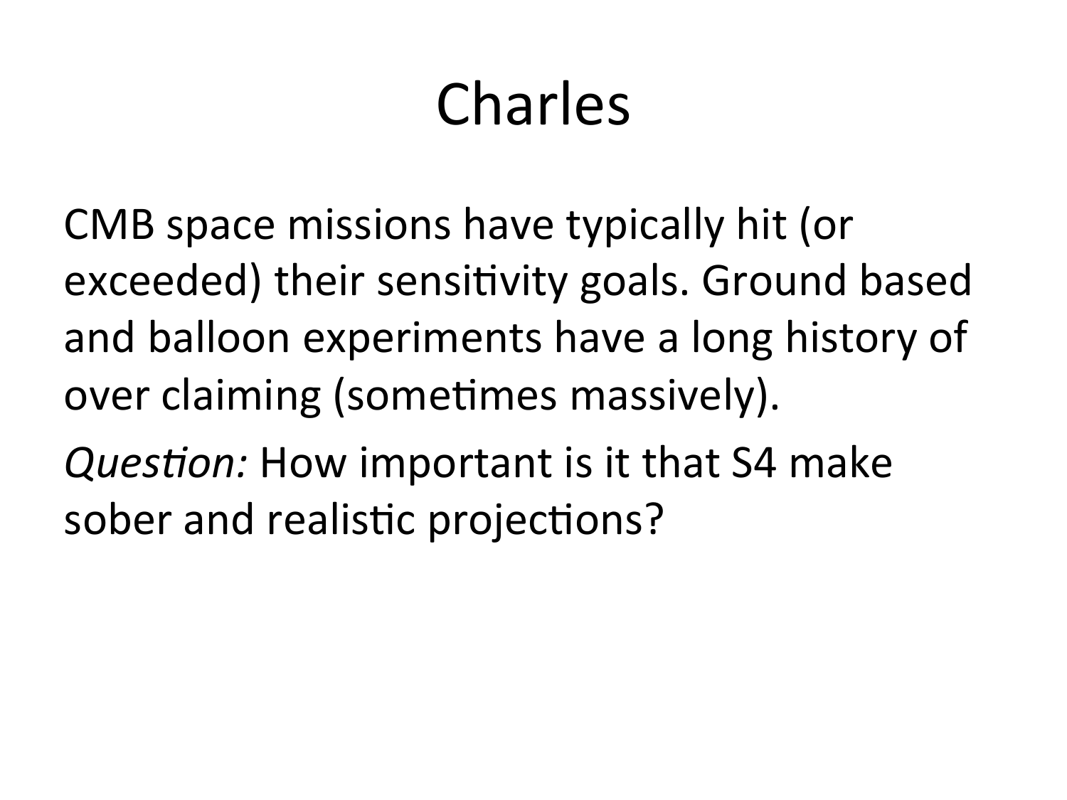# Charles

CMB space missions have typically hit (or exceeded) their sensitivity goals. Ground based and balloon experiments have a long history of over claiming (sometimes massively).

*Question:* How important is it that S4 make sober and realistic projections?